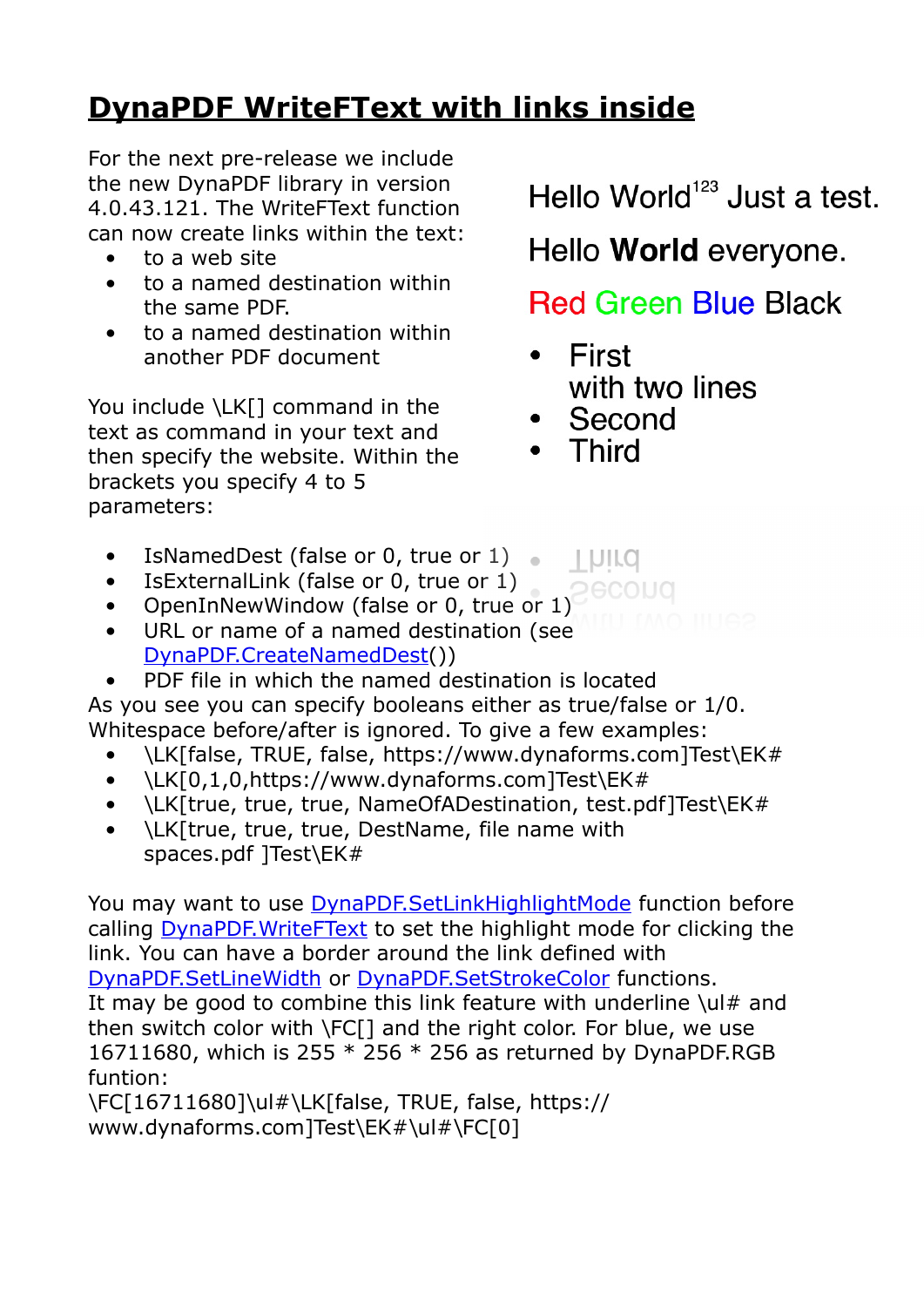# DynaPDF WriteFText with links inside

For the next pre-release we include the new DynaPDF library in version 4.0.43.121. The WriteFText function can now create links within the text:

- to a web site
- to a named destination within the same PDF.
- to a named destination within another PDF document

You include \LK[] command in the text as command in your text and then specify the website. Within the brackets you specify 4 to 5 parameters:

Hello World[123] Just a test.

Hello **World** everyone.

Red Green Blue Black

- First
  with two lines
- Second
- Third

- IsNamedDest (false or 0, true or 1)
- IsExternalLink (false or 0, true or 1)
- OpenInNewWindow (false or 0, true or 1)
- URL or name of a named destination (see DynaPDF.CreateNamedDest())
- PDF file in which the named destination is located

As you see you can specify booleans either as true/false or 1/0. Whitespace before/after is ignored. To give a few examples:

- \LK[false, TRUE, false, https://www.dynaforms.com]Test\EK#
- \LK[0,1,0,https://www.dynaforms.com]Test\EK#
- \LK[true, true, true, NameOfADestination, test.pdf]Test\EK#
- \LK[true, true, true, DestName, file name with spaces.pdf ]Test\EK#

You may want to use DynaPDF.SetLinkHighlightMode function before calling DynaPDF.WriteFText to set the highlight mode for clicking the link. You can have a border around the link defined with DynaPDF.SetLineWidth or DynaPDF.SetStrokeColor functions.
It may be good to combine this link feature with underline \ul# and then switch color with \FC[] and the right color. For blue, we use 16711680, which is 255 * 256 * 256 as returned by DynaPDF.RGB funtion:
\FC[16711680]\ul#\LK[false, TRUE, false, https://www.dynaforms.com]Test\EK#\ul#\FC[0]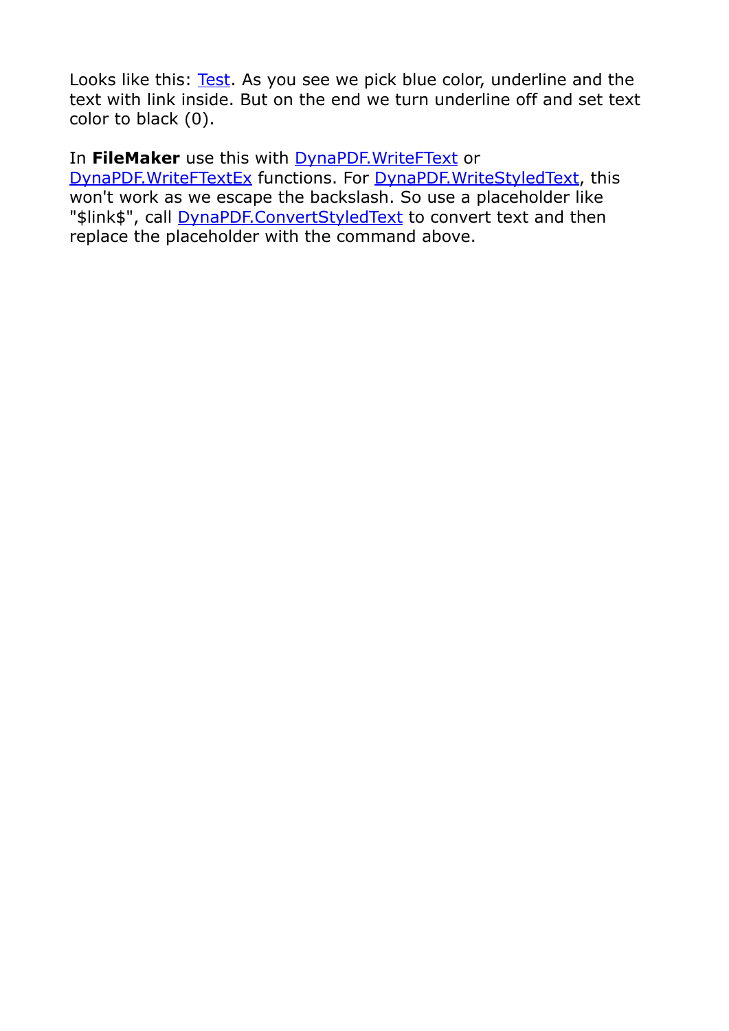Looks like this: Test. As you see we pick blue color, underline and the text with link inside. But on the end we turn underline off and set text color to black (0).

In **FileMaker** use this with DynaPDF.WriteFText or DynaPDF.WriteFTextEx functions. For DynaPDF.WriteStyledText, this won't work as we escape the backslash. So use a placeholder like "$link$", call DynaPDF.ConvertStyledText to convert text and then replace the placeholder with the command above.